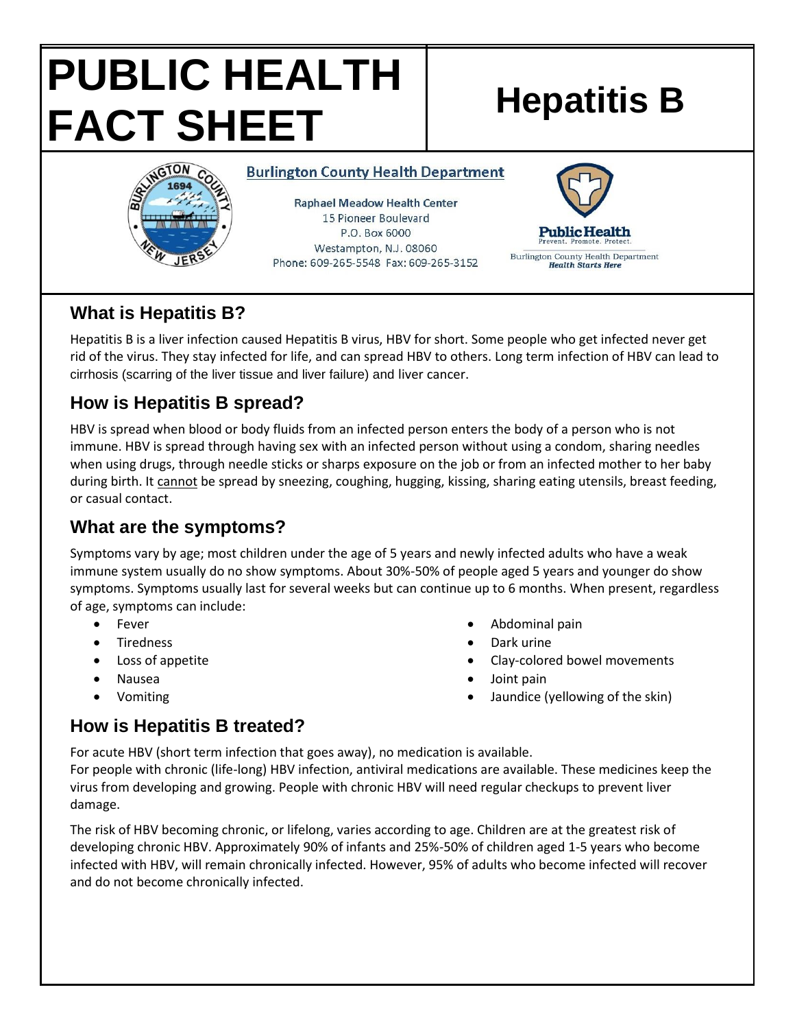# PUBLIC HEALTH FACT SHEET

# Hepatitis B

**Burlington County Health Department**

Raphael Meadow Health Center
15 Pioneer Boulevard
P.O. Box 6000
Westampton, N.J. 08060
Phone: 609-265-5548 Fax: 609-265-3152

Public Health
Prevent. Promote. Protect.
Burlington County Health Department
*Health Starts Here*

## What is Hepatitis B?

Hepatitis B is a liver infection caused Hepatitis B virus, HBV for short. Some people who get infected never get rid of the virus. They stay infected for life, and can spread HBV to others. Long term infection of HBV can lead to cirrhosis (scarring of the liver tissue and liver failure) and liver cancer.

## How is Hepatitis B spread?

HBV is spread when blood or body fluids from an infected person enters the body of a person who is not immune. HBV is spread through having sex with an infected person without using a condom, sharing needles when using drugs, through needle sticks or sharps exposure on the job or from an infected mother to her baby during birth. It <u>cannot</u> be spread by sneezing, coughing, hugging, kissing, sharing eating utensils, breast feeding, or casual contact.

## What are the symptoms?

Symptoms vary by age; most children under the age of 5 years and newly infected adults who have a weak immune system usually do no show symptoms. About 30%-50% of people aged 5 years and younger do show symptoms. Symptoms usually last for several weeks but can continue up to 6 months. When present, regardless of age, symptoms can include:

- Fever
- Tiredness
- Loss of appetite
- Nausea
- Vomiting
- Abdominal pain
- Dark urine
- Clay-colored bowel movements
- Joint pain
- Jaundice (yellowing of the skin)

## How is Hepatitis B treated?

For acute HBV (short term infection that goes away), no medication is available.
For people with chronic (life-long) HBV infection, antiviral medications are available. These medicines keep the virus from developing and growing. People with chronic HBV will need regular checkups to prevent liver damage.

The risk of HBV becoming chronic, or lifelong, varies according to age. Children are at the greatest risk of developing chronic HBV. Approximately 90% of infants and 25%-50% of children aged 1-5 years who become infected with HBV, will remain chronically infected. However, 95% of adults who become infected will recover and do not become chronically infected.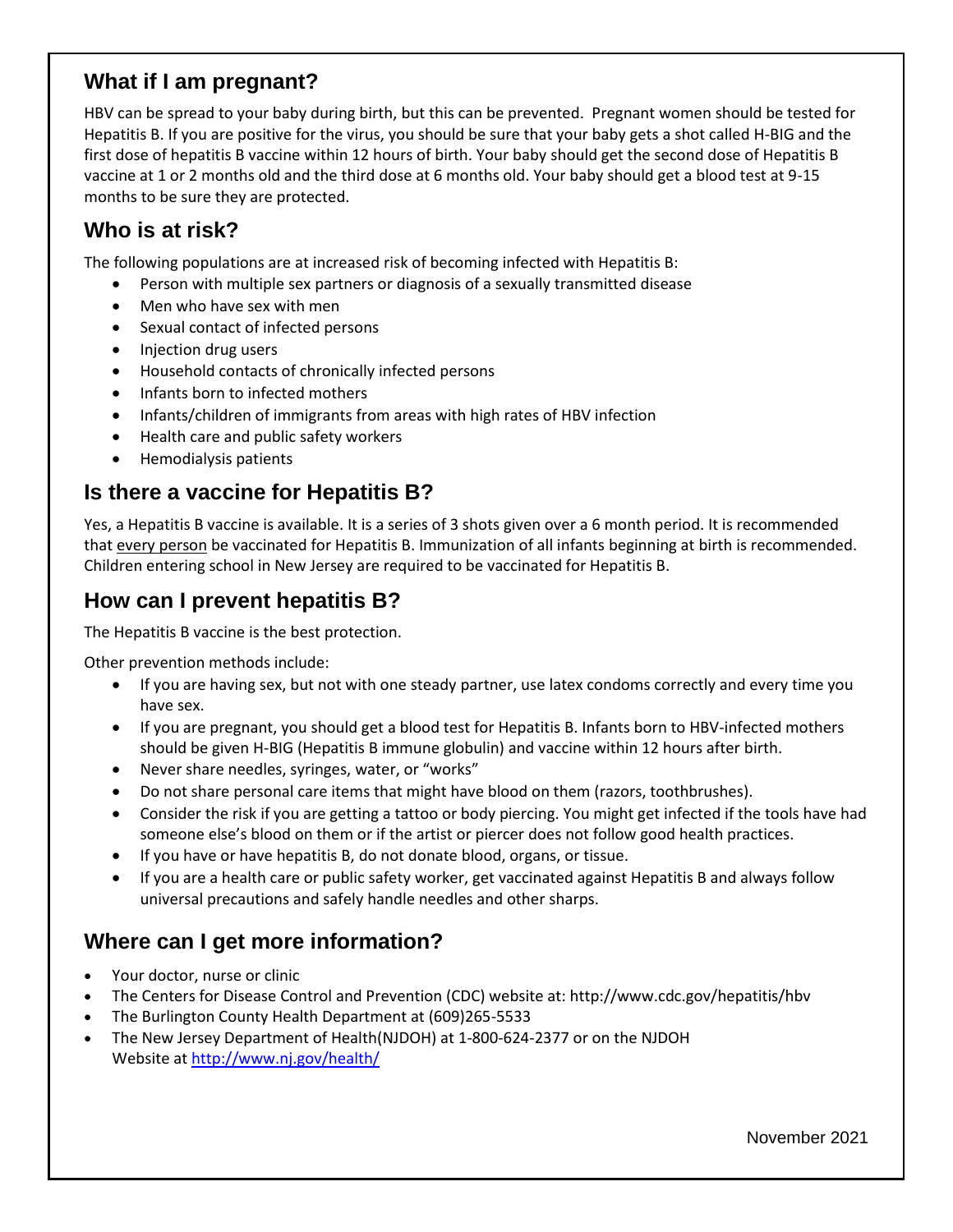## What if I am pregnant?

HBV can be spread to your baby during birth, but this can be prevented. Pregnant women should be tested for Hepatitis B. If you are positive for the virus, you should be sure that your baby gets a shot called H-BIG and the first dose of hepatitis B vaccine within 12 hours of birth. Your baby should get the second dose of Hepatitis B vaccine at 1 or 2 months old and the third dose at 6 months old. Your baby should get a blood test at 9-15 months to be sure they are protected.

## Who is at risk?

The following populations are at increased risk of becoming infected with Hepatitis B:

- Person with multiple sex partners or diagnosis of a sexually transmitted disease
- Men who have sex with men
- Sexual contact of infected persons
- Injection drug users
- Household contacts of chronically infected persons
- Infants born to infected mothers
- Infants/children of immigrants from areas with high rates of HBV infection
- Health care and public safety workers
- Hemodialysis patients

## Is there a vaccine for Hepatitis B?

Yes, a Hepatitis B vaccine is available. It is a series of 3 shots given over a 6 month period. It is recommended that every person be vaccinated for Hepatitis B. Immunization of all infants beginning at birth is recommended. Children entering school in New Jersey are required to be vaccinated for Hepatitis B.

## How can I prevent hepatitis B?

The Hepatitis B vaccine is the best protection.

Other prevention methods include:

- If you are having sex, but not with one steady partner, use latex condoms correctly and every time you have sex.
- If you are pregnant, you should get a blood test for Hepatitis B. Infants born to HBV-infected mothers should be given H-BIG (Hepatitis B immune globulin) and vaccine within 12 hours after birth.
- Never share needles, syringes, water, or "works"
- Do not share personal care items that might have blood on them (razors, toothbrushes).
- Consider the risk if you are getting a tattoo or body piercing. You might get infected if the tools have had someone else's blood on them or if the artist or piercer does not follow good health practices.
- If you have or have hepatitis B, do not donate blood, organs, or tissue.
- If you are a health care or public safety worker, get vaccinated against Hepatitis B and always follow universal precautions and safely handle needles and other sharps.

## Where can I get more information?

- Your doctor, nurse or clinic
- The Centers for Disease Control and Prevention (CDC) website at: http://www.cdc.gov/hepatitis/hbv
- The Burlington County Health Department at (609)265-5533
- The New Jersey Department of Health(NJDOH) at 1-800-624-2377 or on the NJDOH Website at http://www.nj.gov/health/

November 2021